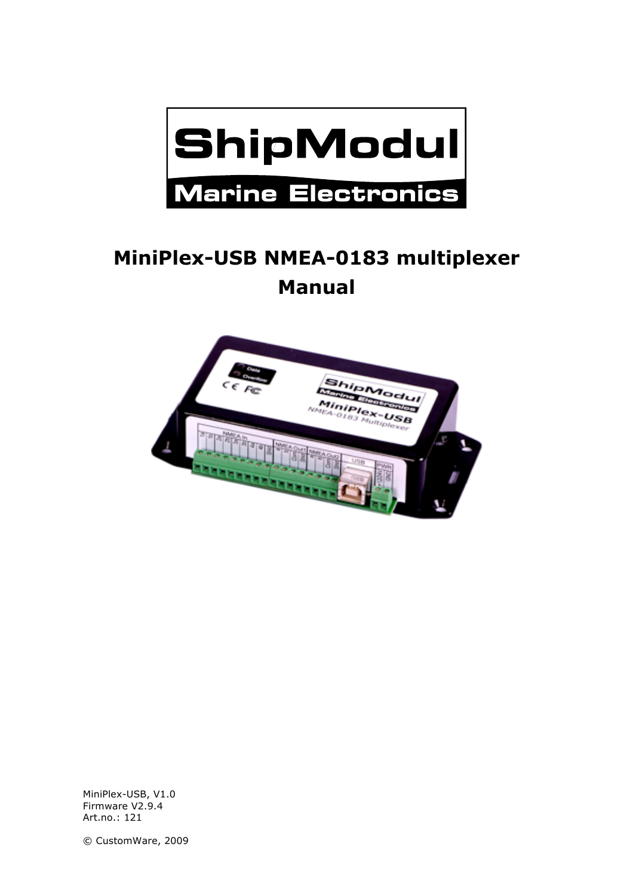# MiniPlex-USB NMEA-0183 multiplexer

# Manual

MiniPlex-USB, V1.0
Firmware V2.9.4
Art.no.: 121

© CustomWare, 2009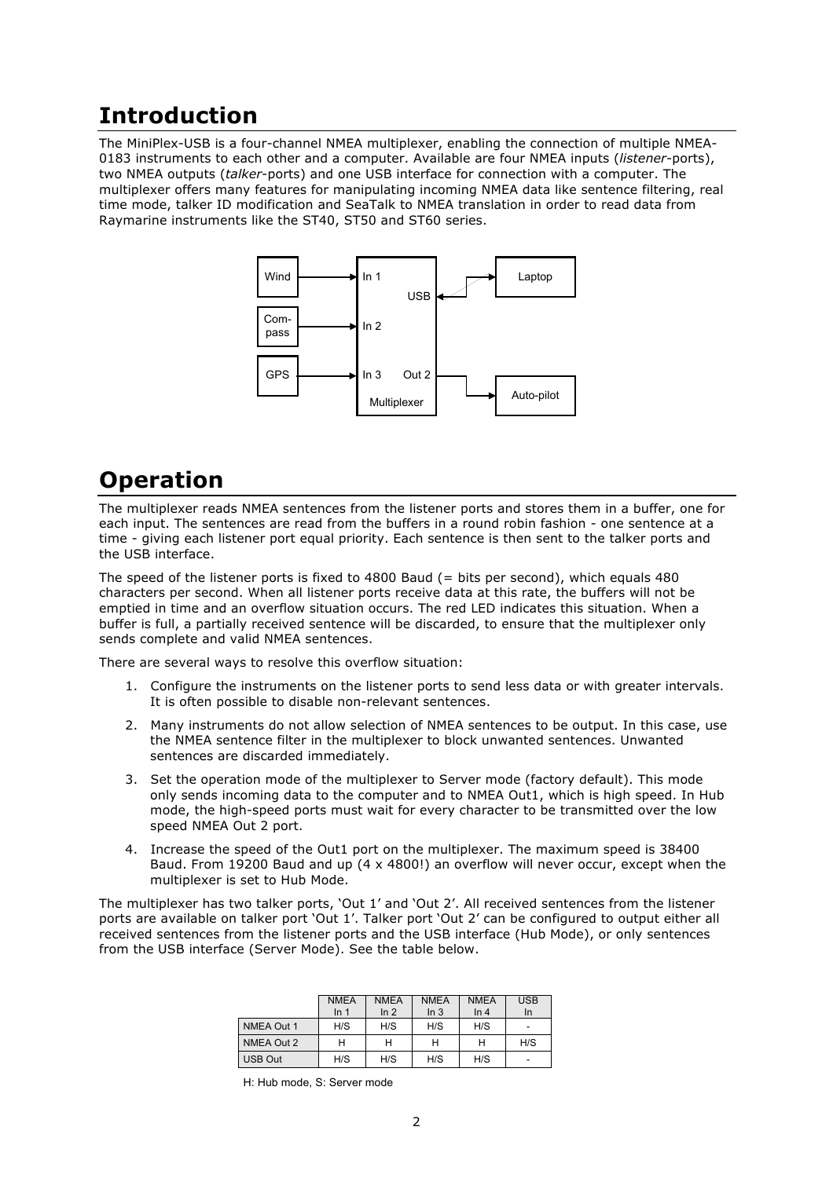# Introduction

The MiniPlex-USB is a four-channel NMEA multiplexer, enabling the connection of multiple NMEA-0183 instruments to each other and a computer. Available are four NMEA inputs (*listener*-ports), two NMEA outputs (*talker*-ports) and one USB interface for connection with a computer. The multiplexer offers many features for manipulating incoming NMEA data like sentence filtering, real time mode, talker ID modification and SeaTalk to NMEA translation in order to read data from Raymarine instruments like the ST40, ST50 and ST60 series.

# Operation

The multiplexer reads NMEA sentences from the listener ports and stores them in a buffer, one for each input. The sentences are read from the buffers in a round robin fashion - one sentence at a time - giving each listener port equal priority. Each sentence is then sent to the talker ports and the USB interface.

The speed of the listener ports is fixed to 4800 Baud (= bits per second), which equals 480 characters per second. When all listener ports receive data at this rate, the buffers will not be emptied in time and an overflow situation occurs. The red LED indicates this situation. When a buffer is full, a partially received sentence will be discarded, to ensure that the multiplexer only sends complete and valid NMEA sentences.

There are several ways to resolve this overflow situation:

1. Configure the instruments on the listener ports to send less data or with greater intervals. It is often possible to disable non-relevant sentences.
2. Many instruments do not allow selection of NMEA sentences to be output. In this case, use the NMEA sentence filter in the multiplexer to block unwanted sentences. Unwanted sentences are discarded immediately.
3. Set the operation mode of the multiplexer to Server mode (factory default). This mode only sends incoming data to the computer and to NMEA Out1, which is high speed. In Hub mode, the high-speed ports must wait for every character to be transmitted over the low speed NMEA Out 2 port.
4. Increase the speed of the Out1 port on the multiplexer. The maximum speed is 38400 Baud. From 19200 Baud and up (4 x 4800!) an overflow will never occur, except when the multiplexer is set to Hub Mode.

The multiplexer has two talker ports, 'Out 1' and 'Out 2'. All received sentences from the listener ports are available on talker port 'Out 1'. Talker port 'Out 2' can be configured to output either all received sentences from the listener ports and the USB interface (Hub Mode), or only sentences from the USB interface (Server Mode). See the table below.

| | NMEA In 1 | NMEA In 2 | NMEA In 3 | NMEA In 4 | USB In |
|---|---|---|---|---|---|
| NMEA Out 1 | H/S | H/S | H/S | H/S | - |
| NMEA Out 2 | H | H | H | H | H/S |
| USB Out | H/S | H/S | H/S | H/S | - |

H: Hub mode, S: Server mode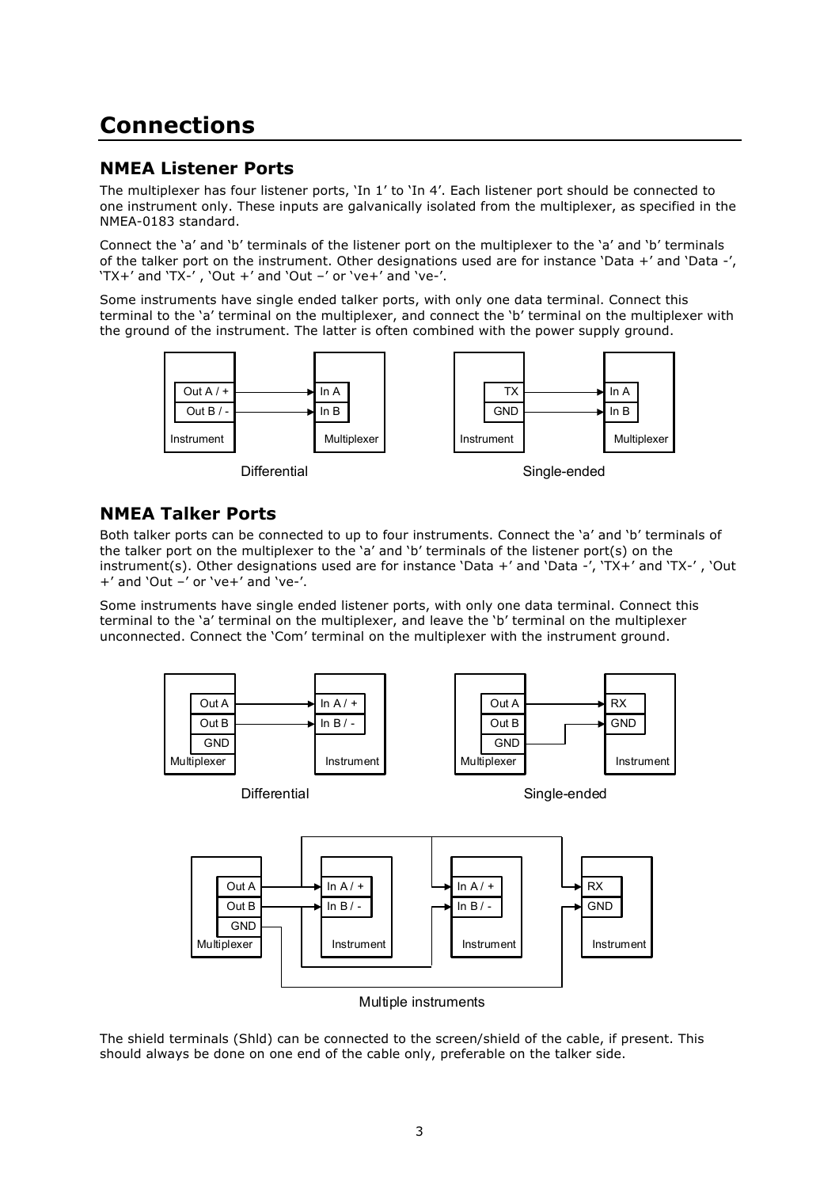# Connections

## NMEA Listener Ports

The multiplexer has four listener ports, 'In 1' to 'In 4'. Each listener port should be connected to one instrument only. These inputs are galvanically isolated from the multiplexer, as specified in the NMEA-0183 standard.

Connect the 'a' and 'b' terminals of the listener port on the multiplexer to the 'a' and 'b' terminals of the talker port on the instrument. Other designations used are for instance 'Data +' and 'Data -', 'TX+' and 'TX-' , 'Out +' and 'Out –' or 've+' and 've-'.

Some instruments have single ended talker ports, with only one data terminal. Connect this terminal to the 'a' terminal on the multiplexer, and connect the 'b' terminal on the multiplexer with the ground of the instrument. The latter is often combined with the power supply ground.

Differential

Single-ended

## NMEA Talker Ports

Both talker ports can be connected to up to four instruments. Connect the 'a' and 'b' terminals of the talker port on the multiplexer to the 'a' and 'b' terminals of the listener port(s) on the instrument(s). Other designations used are for instance 'Data +' and 'Data -', 'TX+' and 'TX-' , 'Out +' and 'Out –' or 've+' and 've-'.

Some instruments have single ended listener ports, with only one data terminal. Connect this terminal to the 'a' terminal on the multiplexer, and leave the 'b' terminal on the multiplexer unconnected. Connect the 'Com' terminal on the multiplexer with the instrument ground.

Differential

Single-ended

Multiple instruments

The shield terminals (Shld) can be connected to the screen/shield of the cable, if present. This should always be done on one end of the cable only, preferable on the talker side.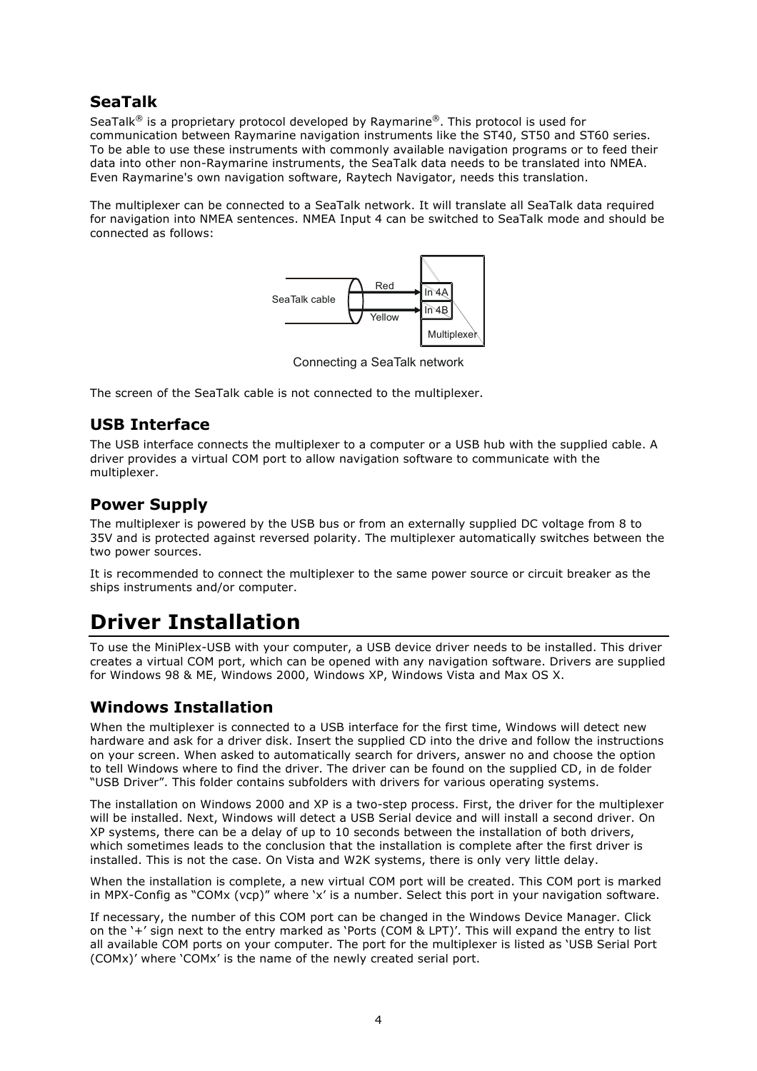## SeaTalk

SeaTalk® is a proprietary protocol developed by Raymarine®. This protocol is used for communication between Raymarine navigation instruments like the ST40, ST50 and ST60 series. To be able to use these instruments with commonly available navigation programs or to feed their data into other non-Raymarine instruments, the SeaTalk data needs to be translated into NMEA. Even Raymarine's own navigation software, Raytech Navigator, needs this translation.

The multiplexer can be connected to a SeaTalk network. It will translate all SeaTalk data required for navigation into NMEA sentences. NMEA Input 4 can be switched to SeaTalk mode and should be connected as follows:

SeaTalk cable — Red → In 4A; Yellow → In 4B (Multiplexer)

Connecting a SeaTalk network

The screen of the SeaTalk cable is not connected to the multiplexer.

## USB Interface

The USB interface connects the multiplexer to a computer or a USB hub with the supplied cable. A driver provides a virtual COM port to allow navigation software to communicate with the multiplexer.

## Power Supply

The multiplexer is powered by the USB bus or from an externally supplied DC voltage from 8 to 35V and is protected against reversed polarity. The multiplexer automatically switches between the two power sources.

It is recommended to connect the multiplexer to the same power source or circuit breaker as the ships instruments and/or computer.

# Driver Installation

To use the MiniPlex-USB with your computer, a USB device driver needs to be installed. This driver creates a virtual COM port, which can be opened with any navigation software. Drivers are supplied for Windows 98 & ME, Windows 2000, Windows XP, Windows Vista and Max OS X.

## Windows Installation

When the multiplexer is connected to a USB interface for the first time, Windows will detect new hardware and ask for a driver disk. Insert the supplied CD into the drive and follow the instructions on your screen. When asked to automatically search for drivers, answer no and choose the option to tell Windows where to find the driver. The driver can be found on the supplied CD, in de folder "USB Driver". This folder contains subfolders with drivers for various operating systems.

The installation on Windows 2000 and XP is a two-step process. First, the driver for the multiplexer will be installed. Next, Windows will detect a USB Serial device and will install a second driver. On XP systems, there can be a delay of up to 10 seconds between the installation of both drivers, which sometimes leads to the conclusion that the installation is complete after the first driver is installed. This is not the case. On Vista and W2K systems, there is only very little delay.

When the installation is complete, a new virtual COM port will be created. This COM port is marked in MPX-Config as "COMx (vcp)" where 'x' is a number. Select this port in your navigation software.

If necessary, the number of this COM port can be changed in the Windows Device Manager. Click on the '+' sign next to the entry marked as 'Ports (COM & LPT)'. This will expand the entry to list all available COM ports on your computer. The port for the multiplexer is listed as 'USB Serial Port (COMx)' where 'COMx' is the name of the newly created serial port.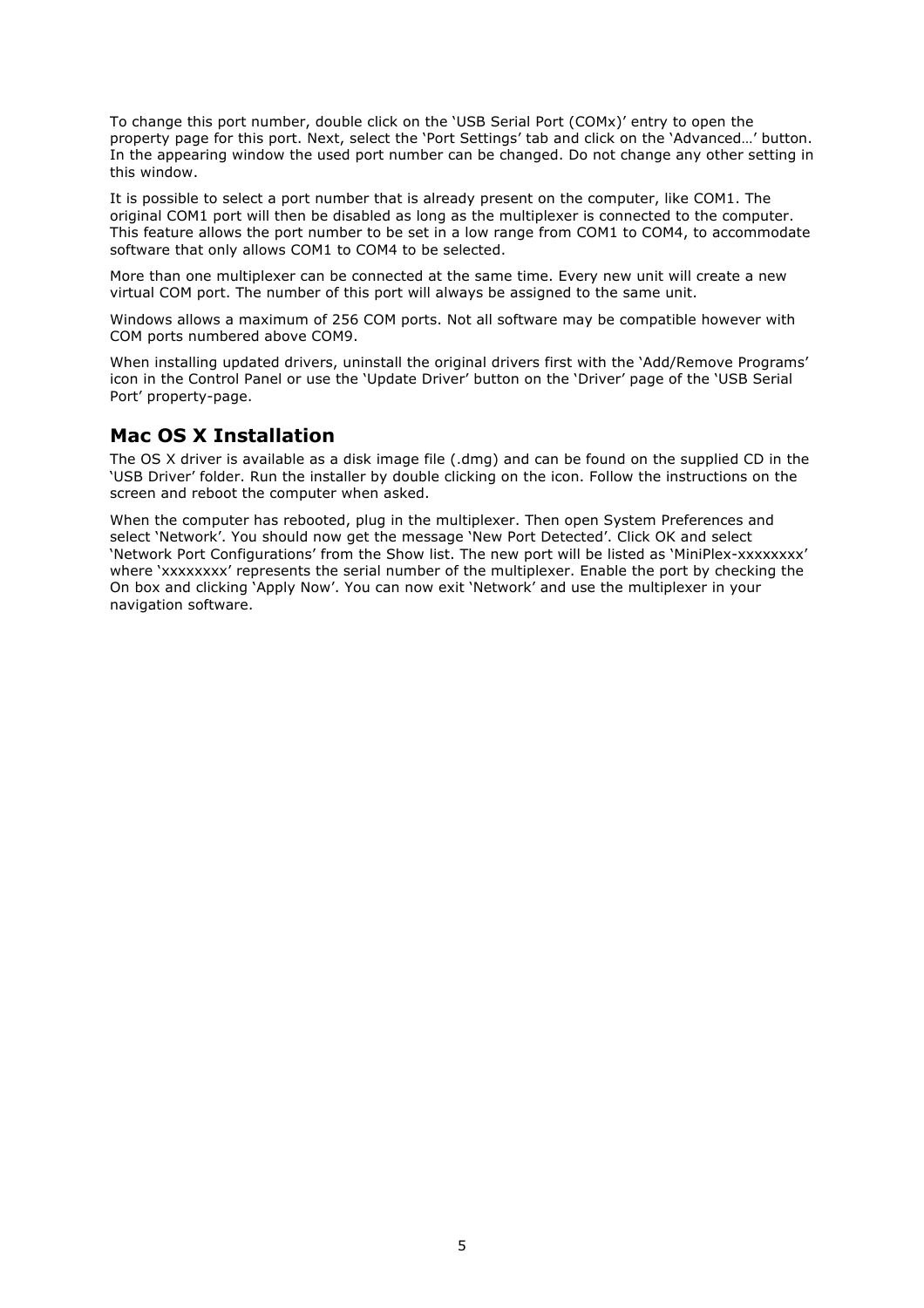To change this port number, double click on the 'USB Serial Port (COMx)' entry to open the property page for this port. Next, select the 'Port Settings' tab and click on the 'Advanced…' button. In the appearing window the used port number can be changed. Do not change any other setting in this window.

It is possible to select a port number that is already present on the computer, like COM1. The original COM1 port will then be disabled as long as the multiplexer is connected to the computer. This feature allows the port number to be set in a low range from COM1 to COM4, to accommodate software that only allows COM1 to COM4 to be selected.

More than one multiplexer can be connected at the same time. Every new unit will create a new virtual COM port. The number of this port will always be assigned to the same unit.

Windows allows a maximum of 256 COM ports. Not all software may be compatible however with COM ports numbered above COM9.

When installing updated drivers, uninstall the original drivers first with the 'Add/Remove Programs' icon in the Control Panel or use the 'Update Driver' button on the 'Driver' page of the 'USB Serial Port' property-page.

## Mac OS X Installation

The OS X driver is available as a disk image file (.dmg) and can be found on the supplied CD in the 'USB Driver' folder. Run the installer by double clicking on the icon. Follow the instructions on the screen and reboot the computer when asked.

When the computer has rebooted, plug in the multiplexer. Then open System Preferences and select 'Network'. You should now get the message 'New Port Detected'. Click OK and select 'Network Port Configurations' from the Show list. The new port will be listed as 'MiniPlex-xxxxxxxx' where 'xxxxxxxx' represents the serial number of the multiplexer. Enable the port by checking the On box and clicking 'Apply Now'. You can now exit 'Network' and use the multiplexer in your navigation software.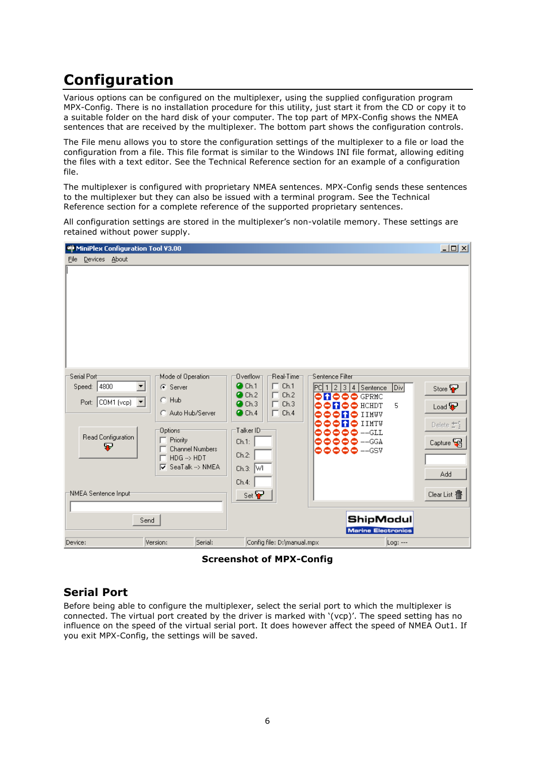# Configuration

Various options can be configured on the multiplexer, using the supplied configuration program MPX-Config. There is no installation procedure for this utility, just start it from the CD or copy it to a suitable folder on the hard disk of your computer. The top part of MPX-Config shows the NMEA sentences that are received by the multiplexer. The bottom part shows the configuration controls.

The File menu allows you to store the configuration settings of the multiplexer to a file or load the configuration from a file. This file format is similar to the Windows INI file format, allowing editing the files with a text editor. See the Technical Reference section for an example of a configuration file.

The multiplexer is configured with proprietary NMEA sentences. MPX-Config sends these sentences to the multiplexer but they can also be issued with a terminal program. See the Technical Reference section for a complete reference of the supported proprietary sentences.

All configuration settings are stored in the multiplexer's non-volatile memory. These settings are retained without power supply.

**Screenshot of MPX-Config**

## Serial Port

Before being able to configure the multiplexer, select the serial port to which the multiplexer is connected. The virtual port created by the driver is marked with '(vcp)'. The speed setting has no influence on the speed of the virtual serial port. It does however affect the speed of NMEA Out1. If you exit MPX-Config, the settings will be saved.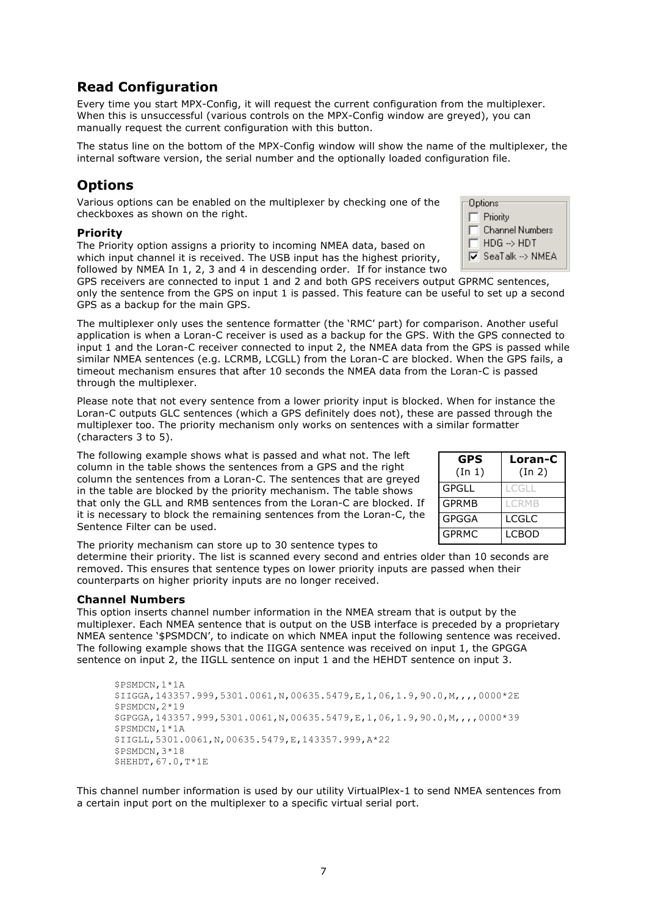## Read Configuration

Every time you start MPX-Config, it will request the current configuration from the multiplexer. When this is unsuccessful (various controls on the MPX-Config window are greyed), you can manually request the current configuration with this button.

The status line on the bottom of the MPX-Config window will show the name of the multiplexer, the internal software version, the serial number and the optionally loaded configuration file.

## Options

Various options can be enabled on the multiplexer by checking one of the checkboxes as shown on the right.

Options
- [ ] Priority
- [ ] Channel Numbers
- [ ] HDG --> HDT
- [x] SeaTalk --> NMEA

### Priority

The Priority option assigns a priority to incoming NMEA data, based on which input channel it is received. The USB input has the highest priority, followed by NMEA In 1, 2, 3 and 4 in descending order. If for instance two GPS receivers are connected to input 1 and 2 and both GPS receivers output GPRMC sentences, only the sentence from the GPS on input 1 is passed. This feature can be useful to set up a second GPS as a backup for the main GPS.

The multiplexer only uses the sentence formatter (the 'RMC' part) for comparison. Another useful application is when a Loran-C receiver is used as a backup for the GPS. With the GPS connected to input 1 and the Loran-C receiver connected to input 2, the NMEA data from the GPS is passed while similar NMEA sentences (e.g. LCRMB, LCGLL) from the Loran-C are blocked. When the GPS fails, a timeout mechanism ensures that after 10 seconds the NMEA data from the Loran-C is passed through the multiplexer.

Please note that not every sentence from a lower priority input is blocked. When for instance the Loran-C outputs GLC sentences (which a GPS definitely does not), these are passed through the multiplexer too. The priority mechanism only works on sentences with a similar formatter (characters 3 to 5).

The following example shows what is passed and what not. The left column in the table shows the sentences from a GPS and the right column the sentences from a Loran-C. The sentences that are greyed in the table are blocked by the priority mechanism. The table shows that only the GLL and RMB sentences from the Loran-C are blocked. If it is necessary to block the remaining sentences from the Loran-C, the Sentence Filter can be used.

| **GPS** (In 1) | **Loran-C** (In 2) |
|---|---|
| GPGLL | LCGLL |
| GPRMB | LCRMB |
| GPGGA | LCGLC |
| GPRMC | LCBOD |

The priority mechanism can store up to 30 sentence types to determine their priority. The list is scanned every second and entries older than 10 seconds are removed. This ensures that sentence types on lower priority inputs are passed when their counterparts on higher priority inputs are no longer received.

### Channel Numbers

This option inserts channel number information in the NMEA stream that is output by the multiplexer. Each NMEA sentence that is output on the USB interface is preceded by a proprietary NMEA sentence '$PSMDCN', to indicate on which NMEA input the following sentence was received. The following example shows that the IIGGA sentence was received on input 1, the GPGGA sentence on input 2, the IIGLL sentence on input 1 and the HEHDT sentence on input 3.

```
$PSMDCN,1*1A
$IIGGA,143357.999,5301.0061,N,00635.5479,E,1,06,1.9,90.0,M,,,,0000*2E
$PSMDCN,2*19
$GPGGA,143357.999,5301.0061,N,00635.5479,E,1,06,1.9,90.0,M,,,,0000*39
$PSMDCN,1*1A
$IIGLL,5301.0061,N,00635.5479,E,143357.999,A*22
$PSMDCN,3*18
$HEHDT,67.0,T*1E
```

This channel number information is used by our utility VirtualPlex-1 to send NMEA sentences from a certain input port on the multiplexer to a specific virtual serial port.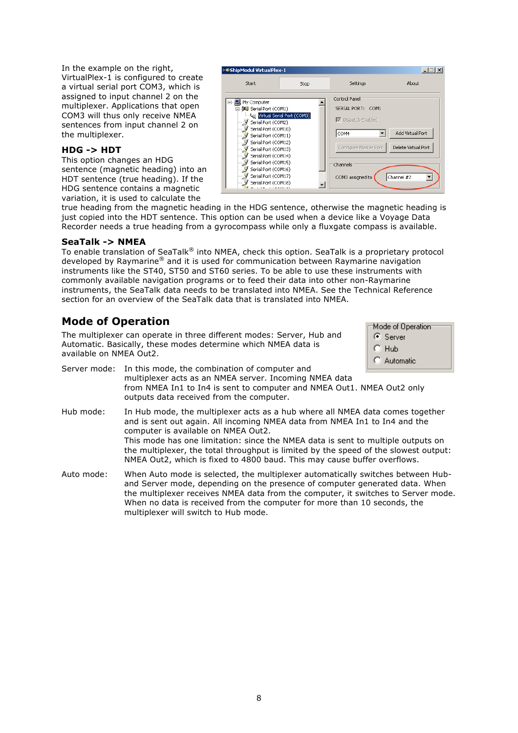In the example on the right, VirtualPlex-1 is configured to create a virtual serial port COM3, which is assigned to input channel 2 on the multiplexer. Applications that open COM3 will thus only receive NMEA sentences from input channel 2 on the multiplexer.

### HDG -> HDT

This option changes an HDG sentence (magnetic heading) into an HDT sentence (true heading). If the HDG sentence contains a magnetic variation, it is used to calculate the true heading from the magnetic heading in the HDG sentence, otherwise the magnetic heading is just copied into the HDT sentence. This option can be used when a device like a Voyage Data Recorder needs a true heading from a gyrocompass while only a fluxgate compass is available.

### SeaTalk -> NMEA

To enable translation of SeaTalk® into NMEA, check this option. SeaTalk is a proprietary protocol developed by Raymarine® and it is used for communication between Raymarine navigation instruments like the ST40, ST50 and ST60 series. To be able to use these instruments with commonly available navigation programs or to feed their data into other non-Raymarine instruments, the SeaTalk data needs to be translated into NMEA. See the Technical Reference section for an overview of the SeaTalk data that is translated into NMEA.

## Mode of Operation

The multiplexer can operate in three different modes: Server, Hub and Automatic. Basically, these modes determine which NMEA data is available on NMEA Out2.

Server mode: In this mode, the combination of computer and multiplexer acts as an NMEA server. Incoming NMEA data from NMEA In1 to In4 is sent to computer and NMEA Out1. NMEA Out2 only outputs data received from the computer.

Hub mode: In Hub mode, the multiplexer acts as a hub where all NMEA data comes together and is sent out again. All incoming NMEA data from NMEA In1 to In4 and the computer is available on NMEA Out2.
This mode has one limitation: since the NMEA data is sent to multiple outputs on the multiplexer, the total throughput is limited by the speed of the slowest output: NMEA Out2, which is fixed to 4800 baud. This may cause buffer overflows.

Auto mode: When Auto mode is selected, the multiplexer automatically switches between Hub- and Server mode, depending on the presence of computer generated data. When the multiplexer receives NMEA data from the computer, it switches to Server mode. When no data is received from the computer for more than 10 seconds, the multiplexer will switch to Hub mode.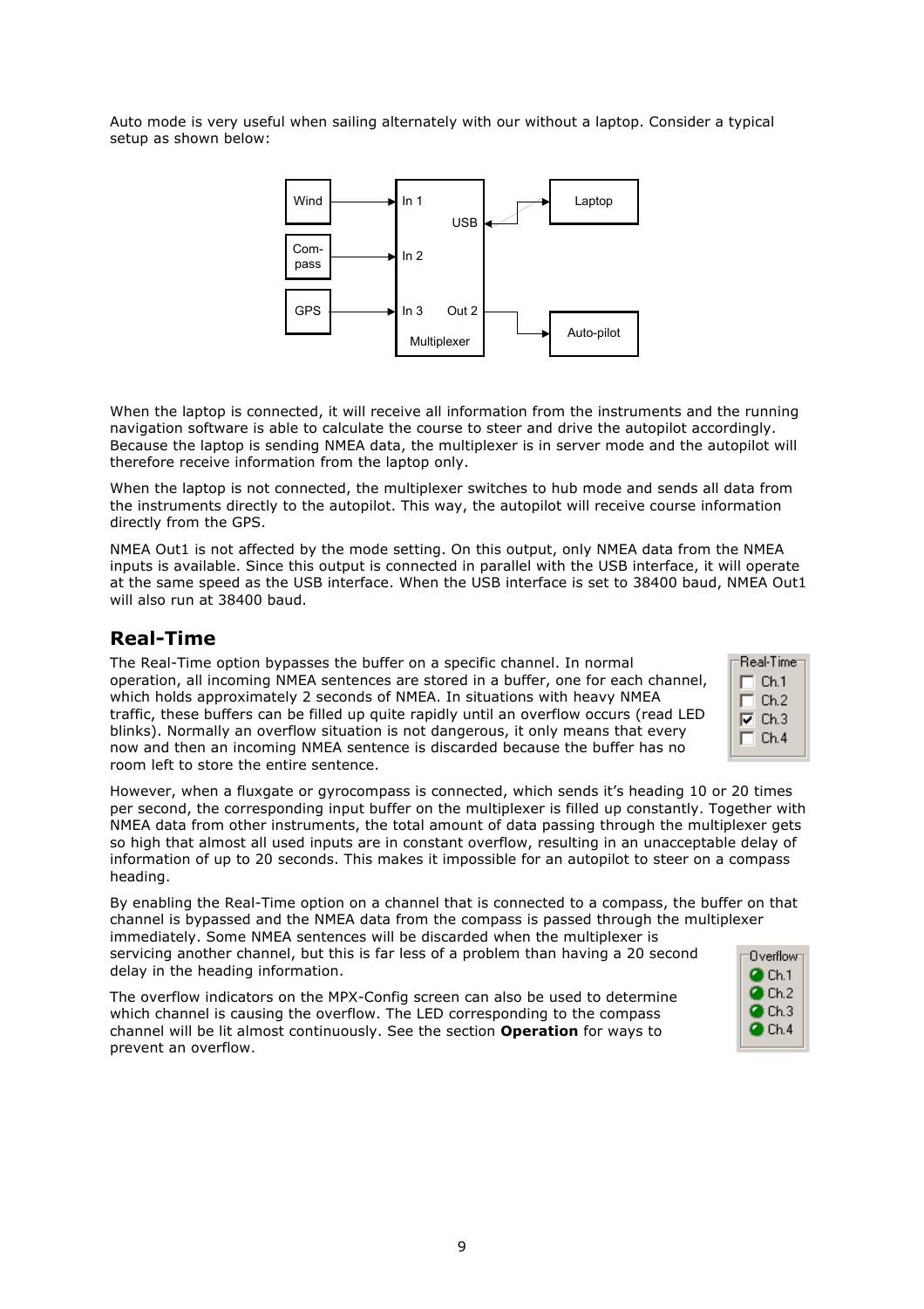Auto mode is very useful when sailing alternately with our without a laptop. Consider a typical setup as shown below:

When the laptop is connected, it will receive all information from the instruments and the running navigation software is able to calculate the course to steer and drive the autopilot accordingly. Because the laptop is sending NMEA data, the multiplexer is in server mode and the autopilot will therefore receive information from the laptop only.

When the laptop is not connected, the multiplexer switches to hub mode and sends all data from the instruments directly to the autopilot. This way, the autopilot will receive course information directly from the GPS.

NMEA Out1 is not affected by the mode setting. On this output, only NMEA data from the NMEA inputs is available. Since this output is connected in parallel with the USB interface, it will operate at the same speed as the USB interface. When the USB interface is set to 38400 baud, NMEA Out1 will also run at 38400 baud.

## Real-Time

The Real-Time option bypasses the buffer on a specific channel. In normal operation, all incoming NMEA sentences are stored in a buffer, one for each channel, which holds approximately 2 seconds of NMEA. In situations with heavy NMEA traffic, these buffers can be filled up quite rapidly until an overflow occurs (read LED blinks). Normally an overflow situation is not dangerous, it only means that every now and then an incoming NMEA sentence is discarded because the buffer has no room left to store the entire sentence.

However, when a fluxgate or gyrocompass is connected, which sends it's heading 10 or 20 times per second, the corresponding input buffer on the multiplexer is filled up constantly. Together with NMEA data from other instruments, the total amount of data passing through the multiplexer gets so high that almost all used inputs are in constant overflow, resulting in an unacceptable delay of information of up to 20 seconds. This makes it impossible for an autopilot to steer on a compass heading.

By enabling the Real-Time option on a channel that is connected to a compass, the buffer on that channel is bypassed and the NMEA data from the compass is passed through the multiplexer immediately. Some NMEA sentences will be discarded when the multiplexer is servicing another channel, but this is far less of a problem than having a 20 second delay in the heading information.

The overflow indicators on the MPX-Config screen can also be used to determine which channel is causing the overflow. The LED corresponding to the compass channel will be lit almost continuously. See the section **Operation** for ways to prevent an overflow.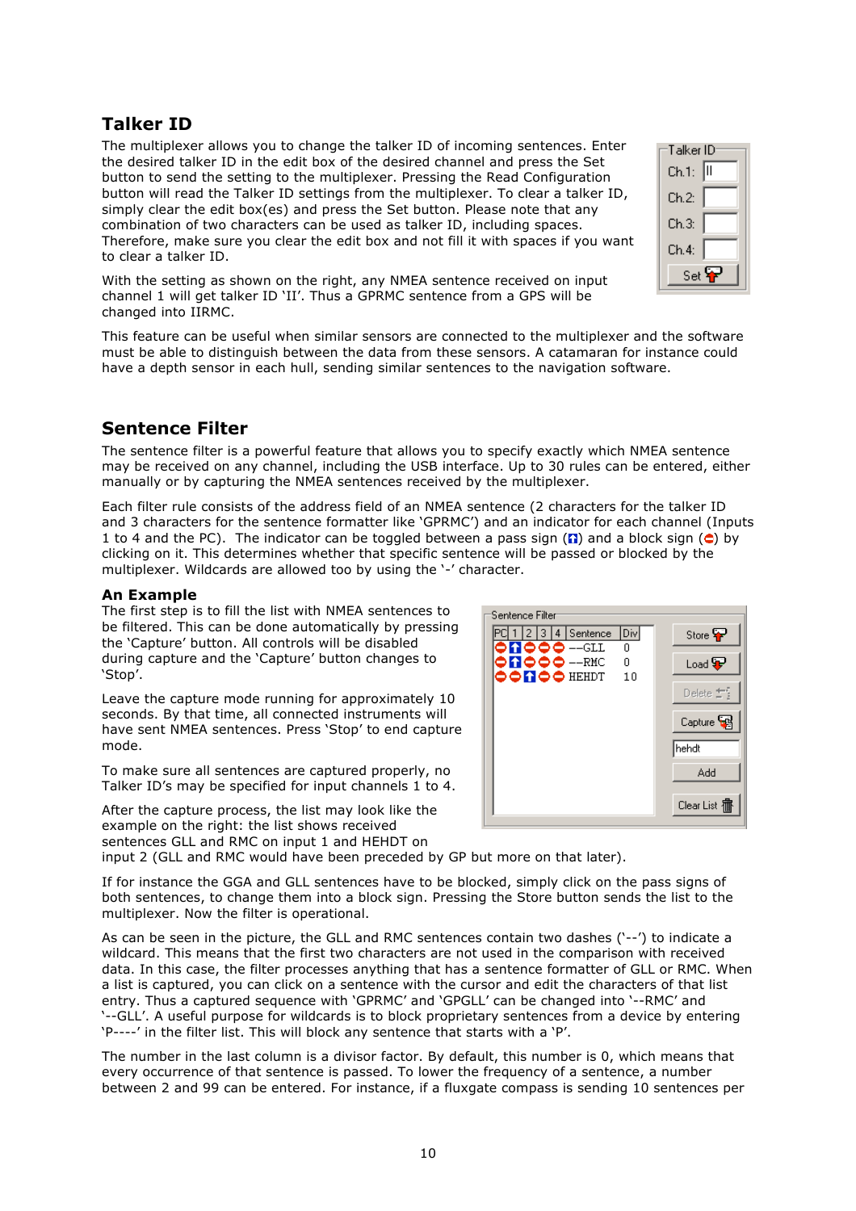## Talker ID

The multiplexer allows you to change the talker ID of incoming sentences. Enter the desired talker ID in the edit box of the desired channel and press the Set button to send the setting to the multiplexer. Pressing the Read Configuration button will read the Talker ID settings from the multiplexer. To clear a talker ID, simply clear the edit box(es) and press the Set button. Please note that any combination of two characters can be used as talker ID, including spaces. Therefore, make sure you clear the edit box and not fill it with spaces if you want to clear a talker ID.

With the setting as shown on the right, any NMEA sentence received on input channel 1 will get talker ID 'II'. Thus a GPRMC sentence from a GPS will be changed into IIRMC.

This feature can be useful when similar sensors are connected to the multiplexer and the software must be able to distinguish between the data from these sensors. A catamaran for instance could have a depth sensor in each hull, sending similar sentences to the navigation software.

## Sentence Filter

The sentence filter is a powerful feature that allows you to specify exactly which NMEA sentence may be received on any channel, including the USB interface. Up to 30 rules can be entered, either manually or by capturing the NMEA sentences received by the multiplexer.

Each filter rule consists of the address field of an NMEA sentence (2 characters for the talker ID and 3 characters for the sentence formatter like 'GPRMC') and an indicator for each channel (Inputs 1 to 4 and the PC). The indicator can be toggled between a pass sign () and a block sign () by clicking on it. This determines whether that specific sentence will be passed or blocked by the multiplexer. Wildcards are allowed too by using the '-' character.

### An Example

The first step is to fill the list with NMEA sentences to be filtered. This can be done automatically by pressing the 'Capture' button. All controls will be disabled during capture and the 'Capture' button changes to 'Stop'.

Leave the capture mode running for approximately 10 seconds. By that time, all connected instruments will have sent NMEA sentences. Press 'Stop' to end capture mode.

To make sure all sentences are captured properly, no Talker ID's may be specified for input channels 1 to 4.

After the capture process, the list may look like the example on the right: the list shows received sentences GLL and RMC on input 1 and HEHDT on input 2 (GLL and RMC would have been preceded by GP but more on that later).

If for instance the GGA and GLL sentences have to be blocked, simply click on the pass signs of both sentences, to change them into a block sign. Pressing the Store button sends the list to the multiplexer. Now the filter is operational.

As can be seen in the picture, the GLL and RMC sentences contain two dashes ('--') to indicate a wildcard. This means that the first two characters are not used in the comparison with received data. In this case, the filter processes anything that has a sentence formatter of GLL or RMC. When a list is captured, you can click on a sentence with the cursor and edit the characters of that list entry. Thus a captured sequence with 'GPRMC' and 'GPGLL' can be changed into '--RMC' and '--GLL'. A useful purpose for wildcards is to block proprietary sentences from a device by entering 'P----' in the filter list. This will block any sentence that starts with a 'P'.

The number in the last column is a divisor factor. By default, this number is 0, which means that every occurrence of that sentence is passed. To lower the frequency of a sentence, a number between 2 and 99 can be entered. For instance, if a fluxgate compass is sending 10 sentences per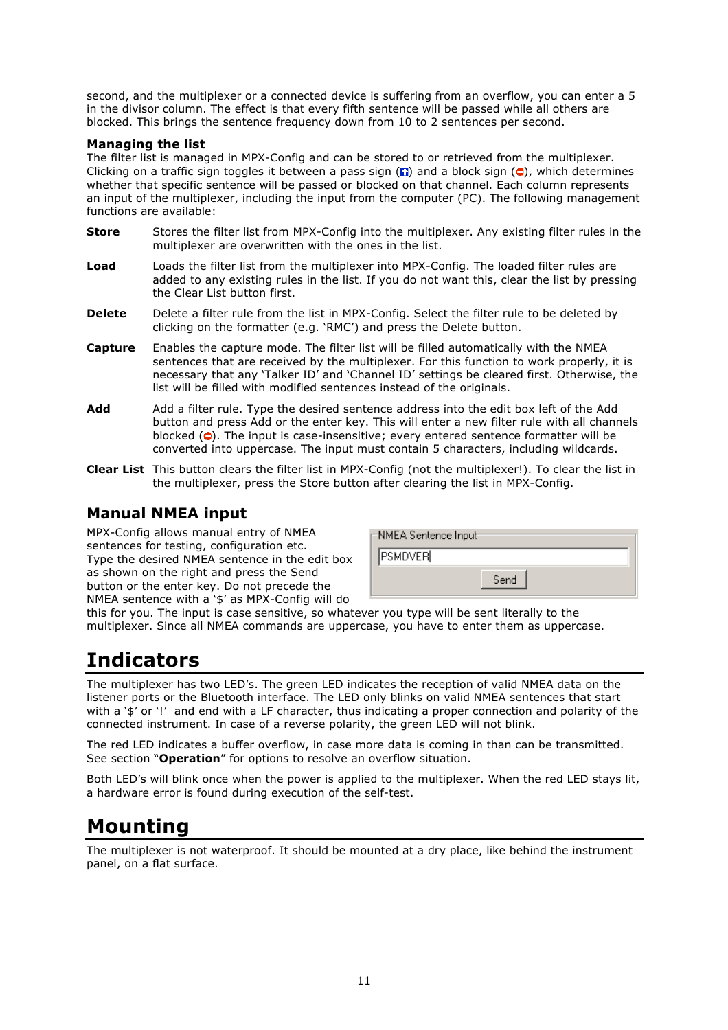second, and the multiplexer or a connected device is suffering from an overflow, you can enter a 5 in the divisor column. The effect is that every fifth sentence will be passed while all others are blocked. This brings the sentence frequency down from 10 to 2 sentences per second.

**Managing the list**

The filter list is managed in MPX-Config and can be stored to or retrieved from the multiplexer. Clicking on a traffic sign toggles it between a pass sign ( ) and a block sign ( ), which determines whether that specific sentence will be passed or blocked on that channel. Each column represents an input of the multiplexer, including the input from the computer (PC). The following management functions are available:

**Store** Stores the filter list from MPX-Config into the multiplexer. Any existing filter rules in the multiplexer are overwritten with the ones in the list.

**Load** Loads the filter list from the multiplexer into MPX-Config. The loaded filter rules are added to any existing rules in the list. If you do not want this, clear the list by pressing the Clear List button first.

**Delete** Delete a filter rule from the list in MPX-Config. Select the filter rule to be deleted by clicking on the formatter (e.g. 'RMC') and press the Delete button.

**Capture** Enables the capture mode. The filter list will be filled automatically with the NMEA sentences that are received by the multiplexer. For this function to work properly, it is necessary that any 'Talker ID' and 'Channel ID' settings be cleared first. Otherwise, the list will be filled with modified sentences instead of the originals.

**Add** Add a filter rule. Type the desired sentence address into the edit box left of the Add button and press Add or the enter key. This will enter a new filter rule with all channels blocked ( ). The input is case-insensitive; every entered sentence formatter will be converted into uppercase. The input must contain 5 characters, including wildcards.

**Clear List** This button clears the filter list in MPX-Config (not the multiplexer!). To clear the list in the multiplexer, press the Store button after clearing the list in MPX-Config.

## Manual NMEA input

MPX-Config allows manual entry of NMEA sentences for testing, configuration etc. Type the desired NMEA sentence in the edit box as shown on the right and press the Send button or the enter key. Do not precede the NMEA sentence with a '$' as MPX-Config will do this for you. The input is case sensitive, so whatever you type will be sent literally to the multiplexer. Since all NMEA commands are uppercase, you have to enter them as uppercase.

NMEA Sentence Input

PSMDVER

Send

# Indicators

The multiplexer has two LED's. The green LED indicates the reception of valid NMEA data on the listener ports or the Bluetooth interface. The LED only blinks on valid NMEA sentences that start with a '$' or '!' and end with a LF character, thus indicating a proper connection and polarity of the connected instrument. In case of a reverse polarity, the green LED will not blink.

The red LED indicates a buffer overflow, in case more data is coming in than can be transmitted. See section "**Operation**" for options to resolve an overflow situation.

Both LED's will blink once when the power is applied to the multiplexer. When the red LED stays lit, a hardware error is found during execution of the self-test.

# Mounting

The multiplexer is not waterproof. It should be mounted at a dry place, like behind the instrument panel, on a flat surface.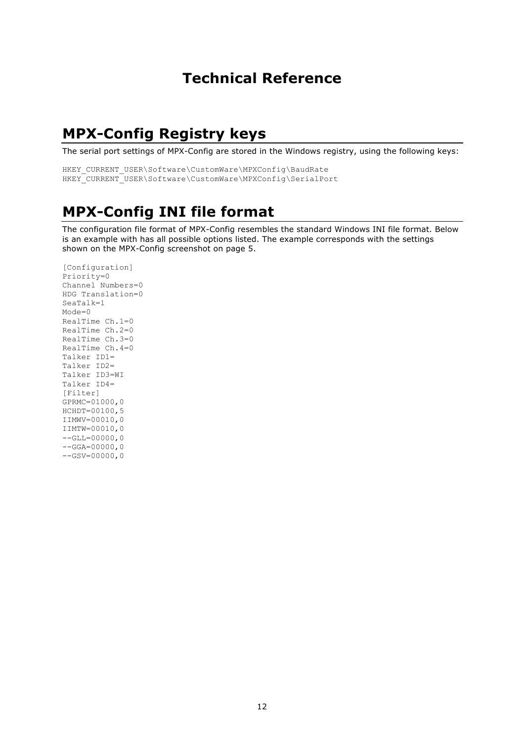# Technical Reference

## MPX-Config Registry keys

The serial port settings of MPX-Config are stored in the Windows registry, using the following keys:

```
HKEY_CURRENT_USER\Software\CustomWare\MPXConfig\BaudRate
HKEY_CURRENT_USER\Software\CustomWare\MPXConfig\SerialPort
```

## MPX-Config INI file format

The configuration file format of MPX-Config resembles the standard Windows INI file format. Below is an example with has all possible options listed. The example corresponds with the settings shown on the MPX-Config screenshot on page 5.

```
[Configuration]
Priority=0
Channel Numbers=0
HDG Translation=0
SeaTalk=1
Mode=0
RealTime Ch.1=0
RealTime Ch.2=0
RealTime Ch.3=0
RealTime Ch.4=0
Talker ID1=
Talker ID2=
Talker ID3=WI
Talker ID4=
[Filter]
GPRMC=01000,0
HCHDT=00100,5
IIMWV=00010,0
IIMTW=00010,0
--GLL=00000,0
--GGA=00000,0
--GSV=00000,0
```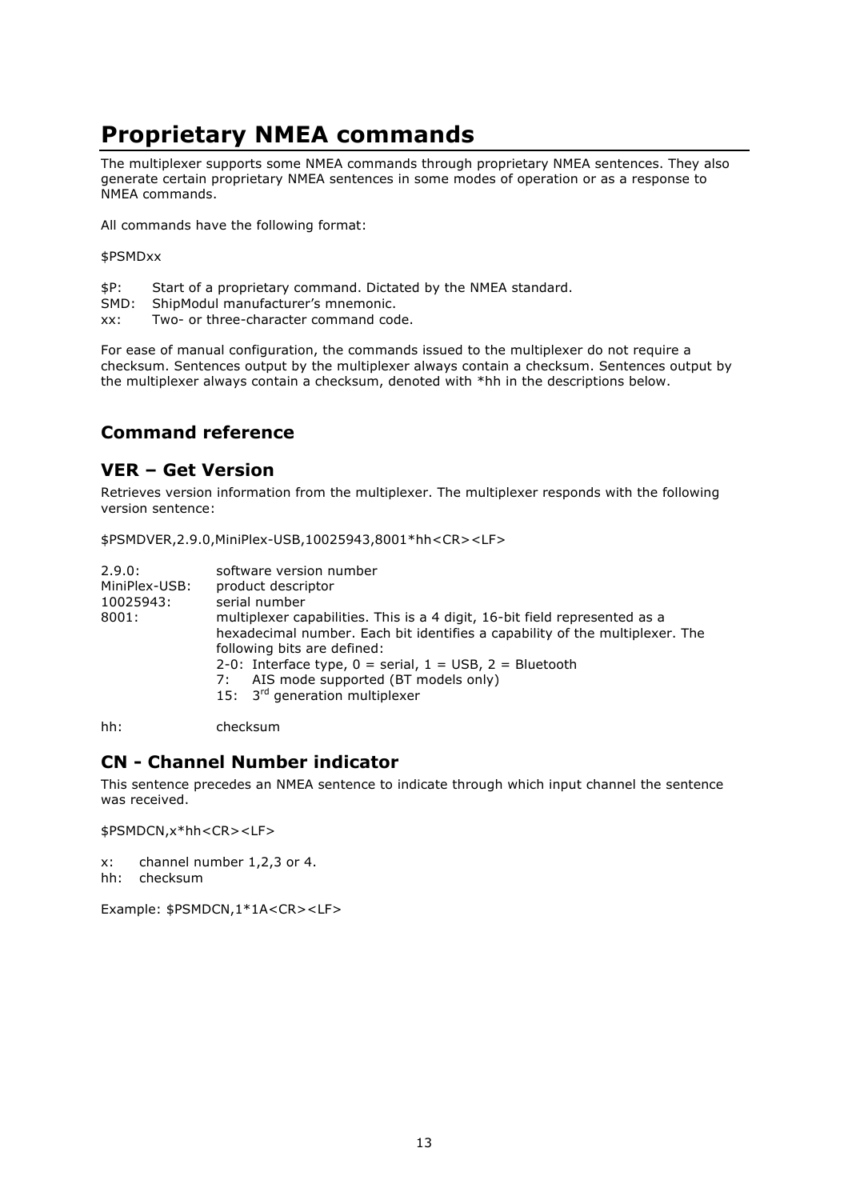# Proprietary NMEA commands

The multiplexer supports some NMEA commands through proprietary NMEA sentences. They also generate certain proprietary NMEA sentences in some modes of operation or as a response to NMEA commands.

All commands have the following format:

$PSMDxx

$P: Start of a proprietary command. Dictated by the NMEA standard.
SMD: ShipModul manufacturer's mnemonic.
xx: Two- or three-character command code.

For ease of manual configuration, the commands issued to the multiplexer do not require a checksum. Sentences output by the multiplexer always contain a checksum. Sentences output by the multiplexer always contain a checksum, denoted with *hh in the descriptions below.

## Command reference

### VER – Get Version

Retrieves version information from the multiplexer. The multiplexer responds with the following version sentence:

$PSMDVER,2.9.0,MiniPlex-USB,10025943,8001*hh<CR><LF>

2.9.0: software version number
MiniPlex-USB: product descriptor
10025943: serial number
8001: multiplexer capabilities. This is a 4 digit, 16-bit field represented as a hexadecimal number. Each bit identifies a capability of the multiplexer. The following bits are defined:

- 2-0: Interface type, 0 = serial, 1 = USB, 2 = Bluetooth
- 7: AIS mode supported (BT models only)
- 15: 3rd generation multiplexer

hh: checksum

### CN - Channel Number indicator

This sentence precedes an NMEA sentence to indicate through which input channel the sentence was received.

$PSMDCN,x*hh<CR><LF>

x: channel number 1,2,3 or 4.
hh: checksum

Example: $PSMDCN,1*1A<CR><LF>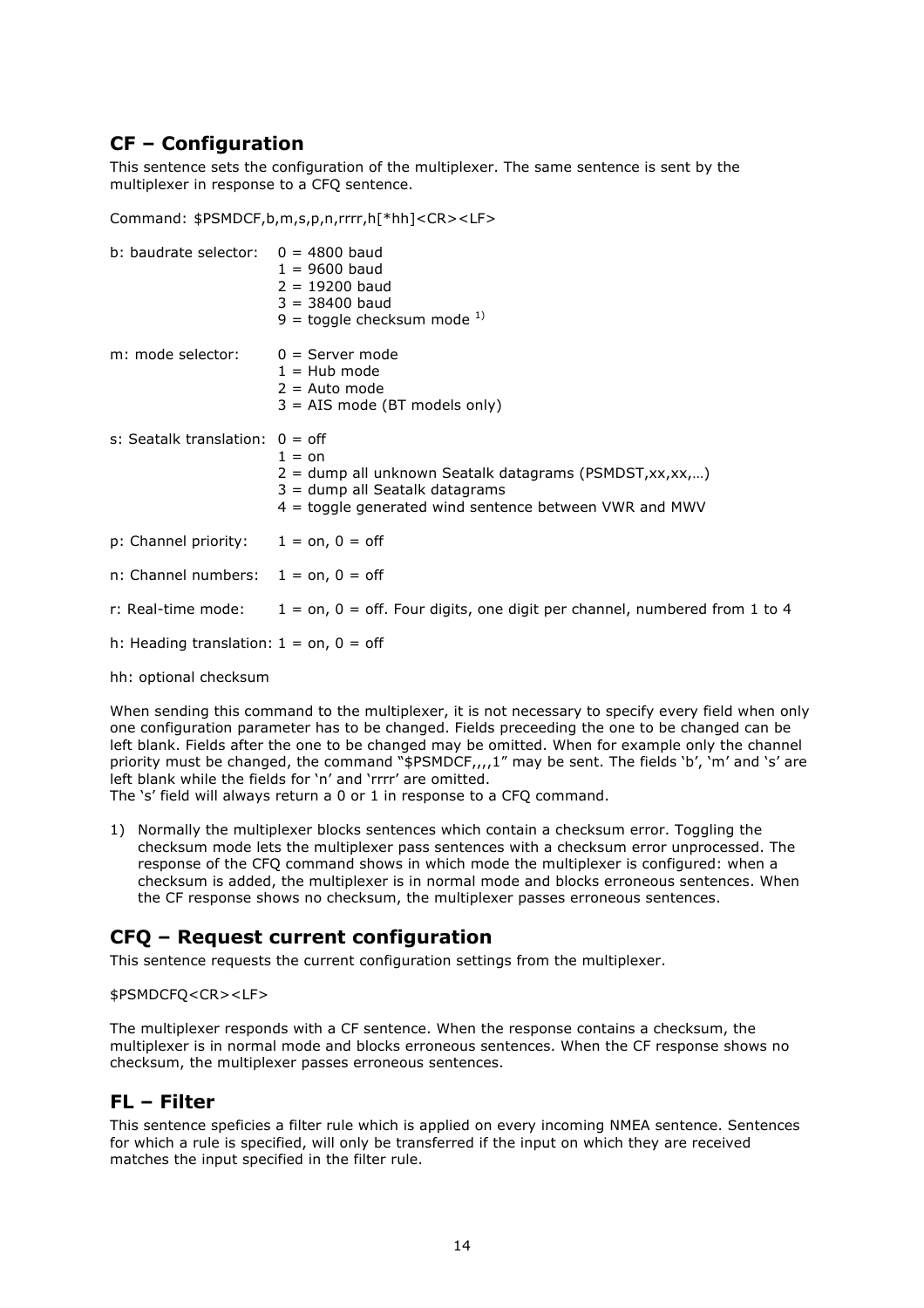## CF – Configuration

This sentence sets the configuration of the multiplexer. The same sentence is sent by the multiplexer in response to a CFQ sentence.

Command: $PSMDCF,b,m,s,p,n,rrrr,h[*hh]<CR><LF>

b: baudrate selector:
- 0 = 4800 baud
- 1 = 9600 baud
- 2 = 19200 baud
- 3 = 38400 baud
- 9 = toggle checksum mode [1)]

m: mode selector:
- 0 = Server mode
- 1 = Hub mode
- 2 = Auto mode
- 3 = AIS mode (BT models only)

s: Seatalk translation:
- 0 = off
- 1 = on
- 2 = dump all unknown Seatalk datagrams (PSMDST,xx,xx,…)
- 3 = dump all Seatalk datagrams
- 4 = toggle generated wind sentence between VWR and MWV

p: Channel priority: 1 = on, 0 = off

n: Channel numbers: 1 = on, 0 = off

r: Real-time mode: 1 = on, 0 = off. Four digits, one digit per channel, numbered from 1 to 4

h: Heading translation: 1 = on, 0 = off

hh: optional checksum

When sending this command to the multiplexer, it is not necessary to specify every field when only one configuration parameter has to be changed. Fields preceeding the one to be changed can be left blank. Fields after the one to be changed may be omitted. When for example only the channel priority must be changed, the command "$PSMDCF,,,,1" may be sent. The fields 'b', 'm' and 's' are left blank while the fields for 'n' and 'rrrr' are omitted.
The 's' field will always return a 0 or 1 in response to a CFQ command.

1) Normally the multiplexer blocks sentences which contain a checksum error. Toggling the checksum mode lets the multiplexer pass sentences with a checksum error unprocessed. The response of the CFQ command shows in which mode the multiplexer is configured: when a checksum is added, the multiplexer is in normal mode and blocks erroneous sentences. When the CF response shows no checksum, the multiplexer passes erroneous sentences.

## CFQ – Request current configuration

This sentence requests the current configuration settings from the multiplexer.

$PSMDCFQ<CR><LF>

The multiplexer responds with a CF sentence. When the response contains a checksum, the multiplexer is in normal mode and blocks erroneous sentences. When the CF response shows no checksum, the multiplexer passes erroneous sentences.

## FL – Filter

This sentence speficies a filter rule which is applied on every incoming NMEA sentence. Sentences for which a rule is specified, will only be transferred if the input on which they are received matches the input specified in the filter rule.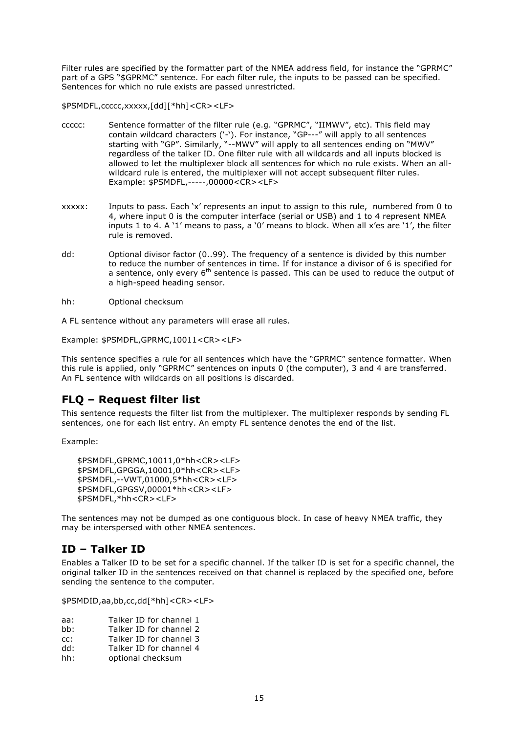Filter rules are specified by the formatter part of the NMEA address field, for instance the "GPRMC" part of a GPS "$GPRMC" sentence. For each filter rule, the inputs to be passed can be specified. Sentences for which no rule exists are passed unrestricted.

$PSMDFL,ccccc,xxxxx,[dd][*hh]<CR><LF>

ccccc: Sentence formatter of the filter rule (e.g. "GPRMC", "IIMWV", etc). This field may contain wildcard characters ('-'). For instance, "GP---" will apply to all sentences starting with "GP". Similarly, "--MWV" will apply to all sentences ending on "MWV" regardless of the talker ID. One filter rule with all wildcards and all inputs blocked is allowed to let the multiplexer block all sentences for which no rule exists. When an all-wildcard rule is entered, the multiplexer will not accept subsequent filter rules. Example: $PSMDFL,-----,00000<CR><LF>

xxxxx: Inputs to pass. Each 'x' represents an input to assign to this rule, numbered from 0 to 4, where input 0 is the computer interface (serial or USB) and 1 to 4 represent NMEA inputs 1 to 4. A '1' means to pass, a '0' means to block. When all x'es are '1', the filter rule is removed.

dd: Optional divisor factor (0..99). The frequency of a sentence is divided by this number to reduce the number of sentences in time. If for instance a divisor of 6 is specified for a sentence, only every 6th sentence is passed. This can be used to reduce the output of a high-speed heading sensor.

hh: Optional checksum

A FL sentence without any parameters will erase all rules.

Example: $PSMDFL,GPRMC,10011<CR><LF>

This sentence specifies a rule for all sentences which have the "GPRMC" sentence formatter. When this rule is applied, only "GPRMC" sentences on inputs 0 (the computer), 3 and 4 are transferred. An FL sentence with wildcards on all positions is discarded.

## FLQ – Request filter list

This sentence requests the filter list from the multiplexer. The multiplexer responds by sending FL sentences, one for each list entry. An empty FL sentence denotes the end of the list.

Example:

```
$PSMDFL,GPRMC,10011,0*hh<CR><LF>
$PSMDFL,GPGGA,10001,0*hh<CR><LF>
$PSMDFL,--VWT,01000,5*hh<CR><LF>
$PSMDFL,GPGSV,00001*hh<CR><LF>
$PSMDFL,*hh<CR><LF>
```

The sentences may not be dumped as one contiguous block. In case of heavy NMEA traffic, they may be interspersed with other NMEA sentences.

## ID – Talker ID

Enables a Talker ID to be set for a specific channel. If the talker ID is set for a specific channel, the original talker ID in the sentences received on that channel is replaced by the specified one, before sending the sentence to the computer.

$PSMDID,aa,bb,cc,dd[*hh]<CR><LF>

aa: Talker ID for channel 1
bb: Talker ID for channel 2
cc: Talker ID for channel 3
dd: Talker ID for channel 4
hh: optional checksum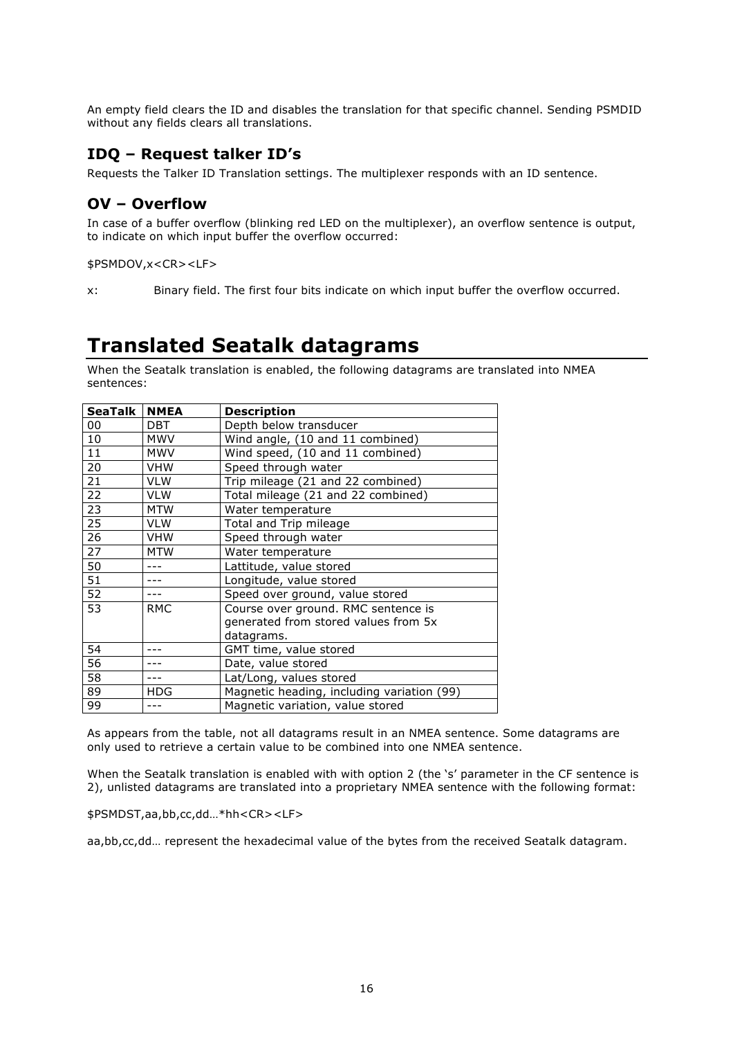An empty field clears the ID and disables the translation for that specific channel. Sending PSMDID without any fields clears all translations.

## IDQ – Request talker ID's

Requests the Talker ID Translation settings. The multiplexer responds with an ID sentence.

## OV – Overflow

In case of a buffer overflow (blinking red LED on the multiplexer), an overflow sentence is output, to indicate on which input buffer the overflow occurred:

$PSMDOV,x<CR><LF>

x: Binary field. The first four bits indicate on which input buffer the overflow occurred.

# Translated Seatalk datagrams

When the Seatalk translation is enabled, the following datagrams are translated into NMEA sentences:

| SeaTalk | NMEA | Description |
|---|---|---|
| 00 | DBT | Depth below transducer |
| 10 | MWV | Wind angle, (10 and 11 combined) |
| 11 | MWV | Wind speed, (10 and 11 combined) |
| 20 | VHW | Speed through water |
| 21 | VLW | Trip mileage (21 and 22 combined) |
| 22 | VLW | Total mileage (21 and 22 combined) |
| 23 | MTW | Water temperature |
| 25 | VLW | Total and Trip mileage |
| 26 | VHW | Speed through water |
| 27 | MTW | Water temperature |
| 50 | --- | Lattitude, value stored |
| 51 | --- | Longitude, value stored |
| 52 | --- | Speed over ground, value stored |
| 53 | RMC | Course over ground. RMC sentence is generated from stored values from 5x datagrams. |
| 54 | --- | GMT time, value stored |
| 56 | --- | Date, value stored |
| 58 | --- | Lat/Long, values stored |
| 89 | HDG | Magnetic heading, including variation (99) |
| 99 | --- | Magnetic variation, value stored |

As appears from the table, not all datagrams result in an NMEA sentence. Some datagrams are only used to retrieve a certain value to be combined into one NMEA sentence.

When the Seatalk translation is enabled with with option 2 (the 's' parameter in the CF sentence is 2), unlisted datagrams are translated into a proprietary NMEA sentence with the following format:

$PSMDST,aa,bb,cc,dd…*hh<CR><LF>

aa,bb,cc,dd… represent the hexadecimal value of the bytes from the received Seatalk datagram.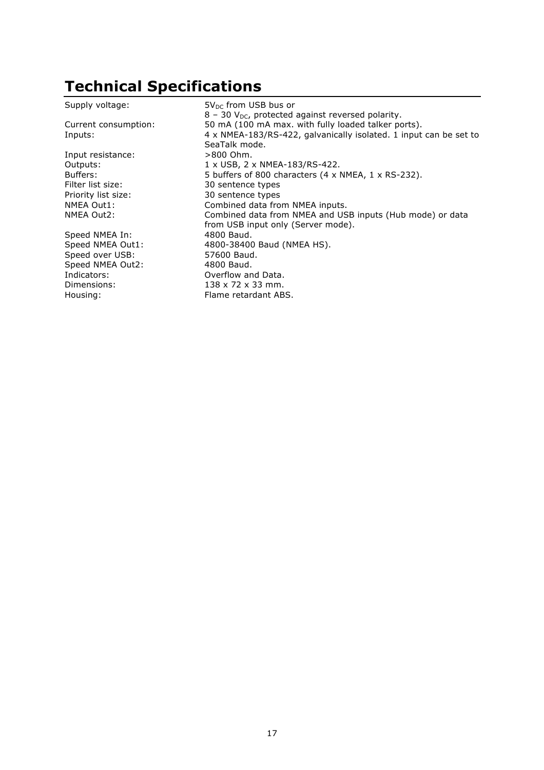# Technical Specifications

| | |
|---|---|
| Supply voltage: | $5V_{DC}$ from USB bus or<br>8 – 30 $V_{DC}$, protected against reversed polarity. |
| Current consumption: | 50 mA (100 mA max. with fully loaded talker ports). |
| Inputs: | 4 x NMEA-183/RS-422, galvanically isolated. 1 input can be set to SeaTalk mode. |
| Input resistance: | >800 Ohm. |
| Outputs: | 1 x USB, 2 x NMEA-183/RS-422. |
| Buffers: | 5 buffers of 800 characters (4 x NMEA, 1 x RS-232). |
| Filter list size: | 30 sentence types |
| Priority list size: | 30 sentence types |
| NMEA Out1: | Combined data from NMEA inputs. |
| NMEA Out2: | Combined data from NMEA and USB inputs (Hub mode) or data from USB input only (Server mode). |
| Speed NMEA In: | 4800 Baud. |
| Speed NMEA Out1: | 4800-38400 Baud (NMEA HS). |
| Speed over USB: | 57600 Baud. |
| Speed NMEA Out2: | 4800 Baud. |
| Indicators: | Overflow and Data. |
| Dimensions: | 138 x 72 x 33 mm. |
| Housing: | Flame retardant ABS. |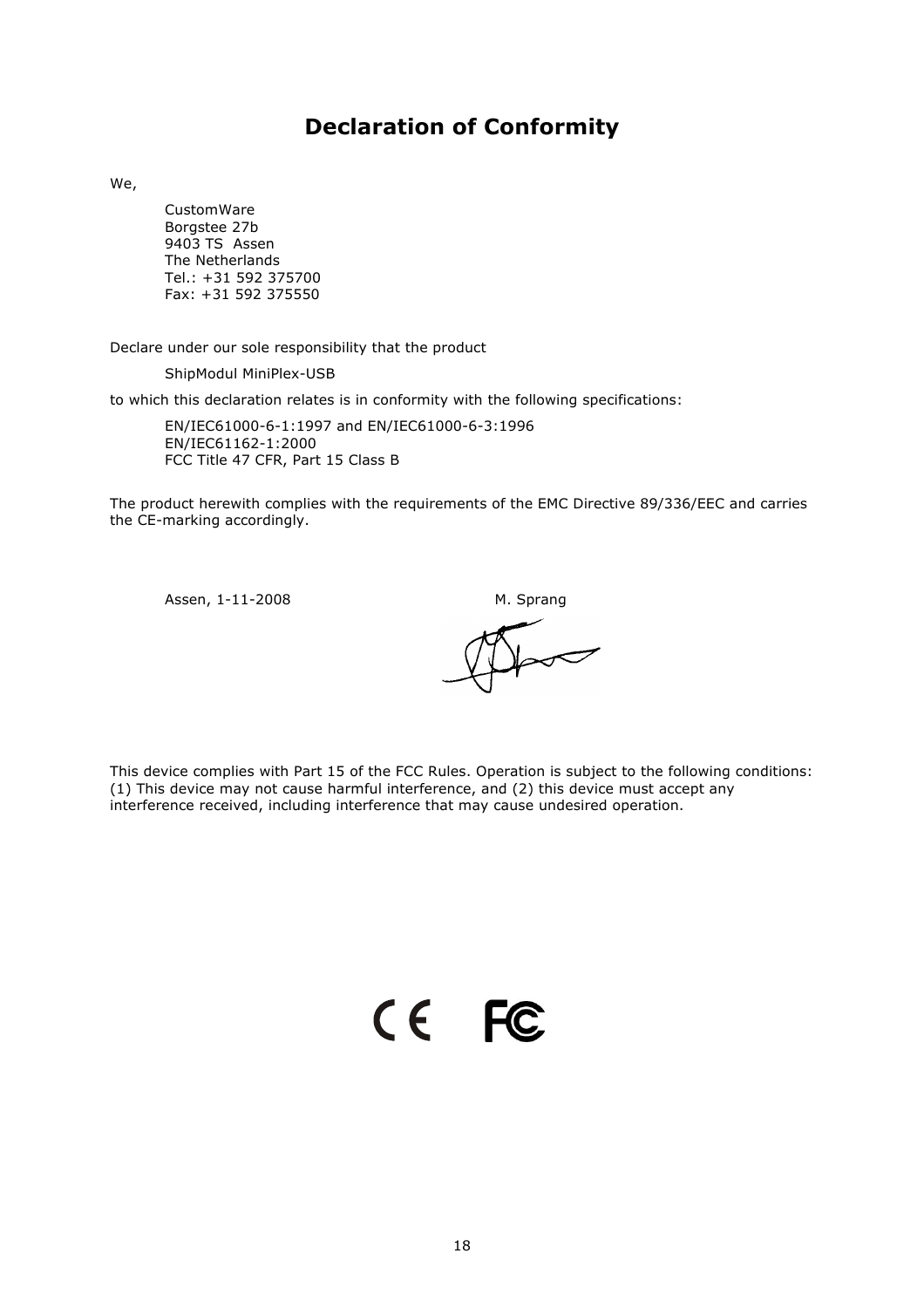# Declaration of Conformity

We,

CustomWare
Borgstee 27b
9403 TS  Assen
The Netherlands
Tel.: +31 592 375700
Fax: +31 592 375550

Declare under our sole responsibility that the product

ShipModul MiniPlex-USB

to which this declaration relates is in conformity with the following specifications:

EN/IEC61000-6-1:1997 and EN/IEC61000-6-3:1996
EN/IEC61162-1:2000
FCC Title 47 CFR, Part 15 Class B

The product herewith complies with the requirements of the EMC Directive 89/336/EEC and carries the CE-marking accordingly.

Assen, 1-11-2008

M. Sprang

This device complies with Part 15 of the FCC Rules. Operation is subject to the following conditions: (1) This device may not cause harmful interference, and (2) this device must accept any interference received, including interference that may cause undesired operation.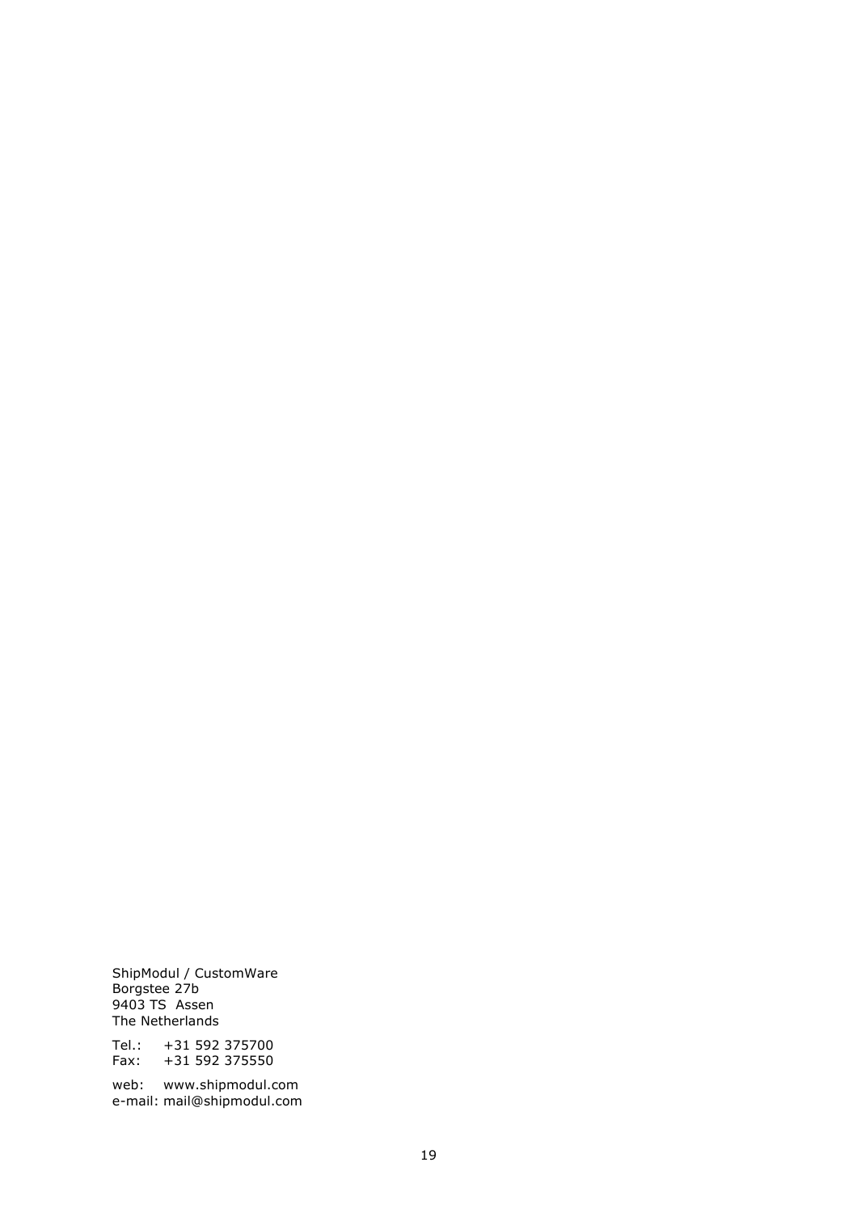ShipModul / CustomWare
Borgstee 27b
9403 TS  Assen
The Netherlands

Tel.:   +31 592 375700
Fax:   +31 592 375550

web:   www.shipmodul.com
e-mail: mail@shipmodul.com